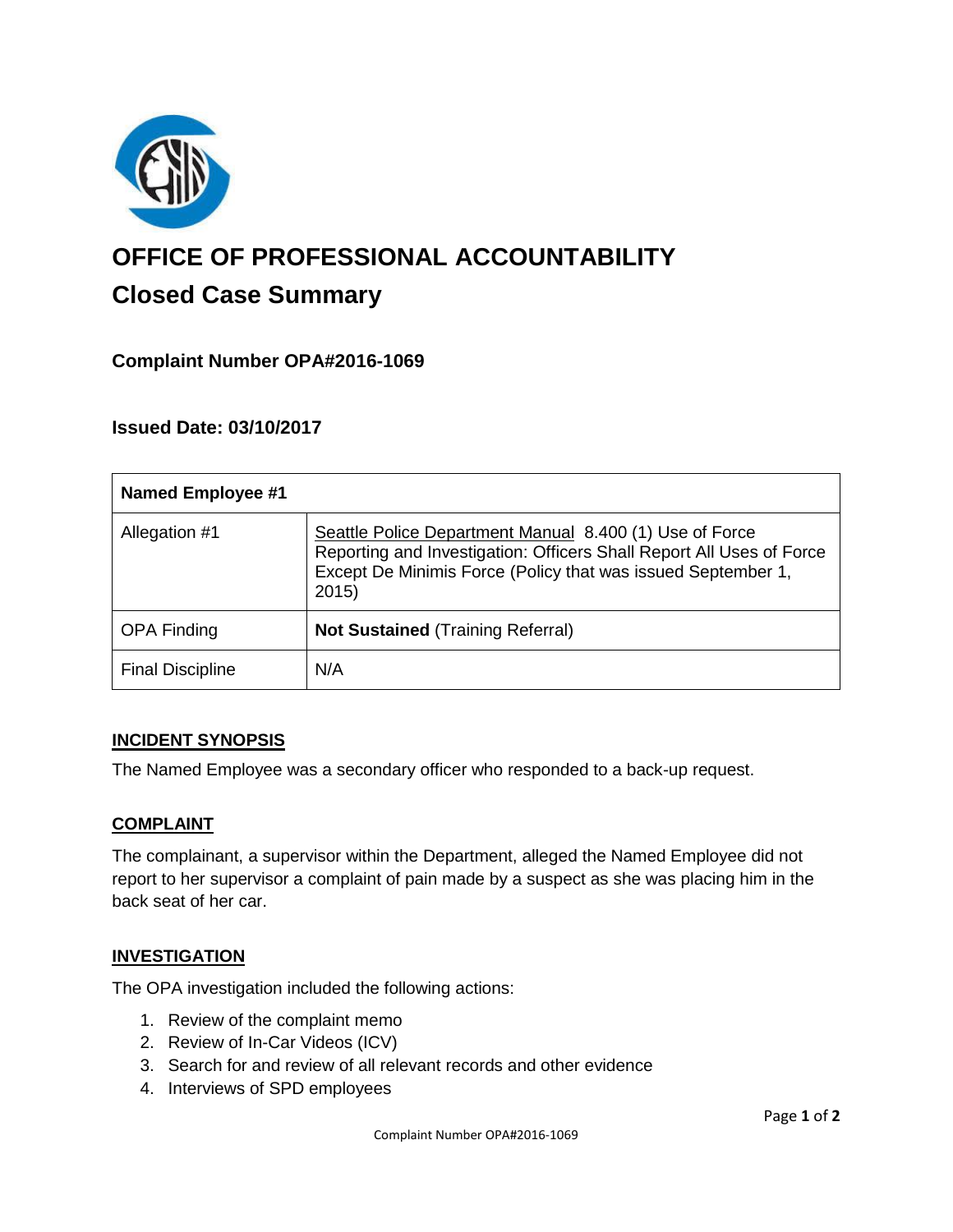# OFFICE OF PROFESSIONAL ACCOUNTABILITY

## Closed Case Summary

### Complaint Number OPA#2016-1069

### Issued Date: 03/10/2017

| **Named Employee #1** | |
|---|---|
| Allegation #1 | Seattle Police Department Manual 8.400 (1) Use of Force Reporting and Investigation: Officers Shall Report All Uses of Force Except De Minimis Force (Policy that was issued September 1, 2015) |
| OPA Finding | **Not Sustained** (Training Referral) |
| Final Discipline | N/A |

**INCIDENT SYNOPSIS**

The Named Employee was a secondary officer who responded to a back-up request.

**COMPLAINT**

The complainant, a supervisor within the Department, alleged the Named Employee did not report to her supervisor a complaint of pain made by a suspect as she was placing him in the back seat of her car.

**INVESTIGATION**

The OPA investigation included the following actions:

1. Review of the complaint memo
2. Review of In-Car Videos (ICV)
3. Search for and review of all relevant records and other evidence
4. Interviews of SPD employees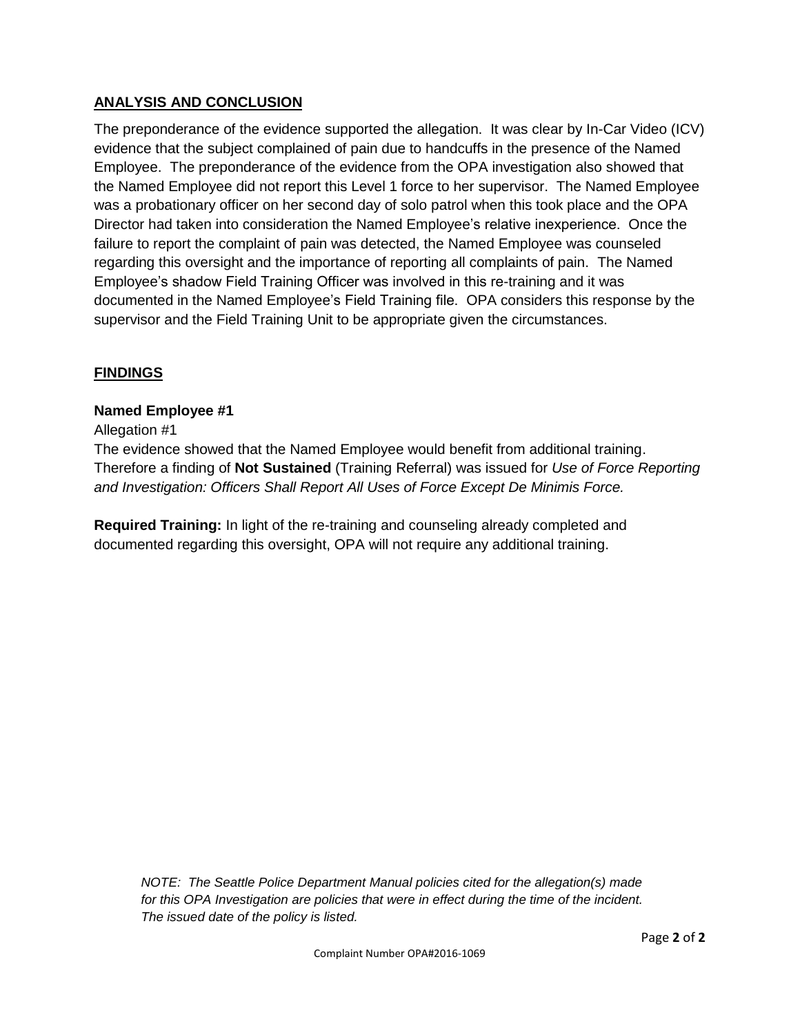## ANALYSIS AND CONCLUSION

The preponderance of the evidence supported the allegation. It was clear by In-Car Video (ICV) evidence that the subject complained of pain due to handcuffs in the presence of the Named Employee. The preponderance of the evidence from the OPA investigation also showed that the Named Employee did not report this Level 1 force to her supervisor. The Named Employee was a probationary officer on her second day of solo patrol when this took place and the OPA Director had taken into consideration the Named Employee's relative inexperience. Once the failure to report the complaint of pain was detected, the Named Employee was counseled regarding this oversight and the importance of reporting all complaints of pain. The Named Employee's shadow Field Training Officer was involved in this re-training and it was documented in the Named Employee's Field Training file. OPA considers this response by the supervisor and the Field Training Unit to be appropriate given the circumstances.

## FINDINGS

### Named Employee #1

Allegation #1

The evidence showed that the Named Employee would benefit from additional training. Therefore a finding of **Not Sustained** (Training Referral) was issued for *Use of Force Reporting and Investigation: Officers Shall Report All Uses of Force Except De Minimis Force.*

**Required Training:** In light of the re-training and counseling already completed and documented regarding this oversight, OPA will not require any additional training.

*NOTE: The Seattle Police Department Manual policies cited for the allegation(s) made for this OPA Investigation are policies that were in effect during the time of the incident. The issued date of the policy is listed.*

Complaint Number OPA#2016-1069